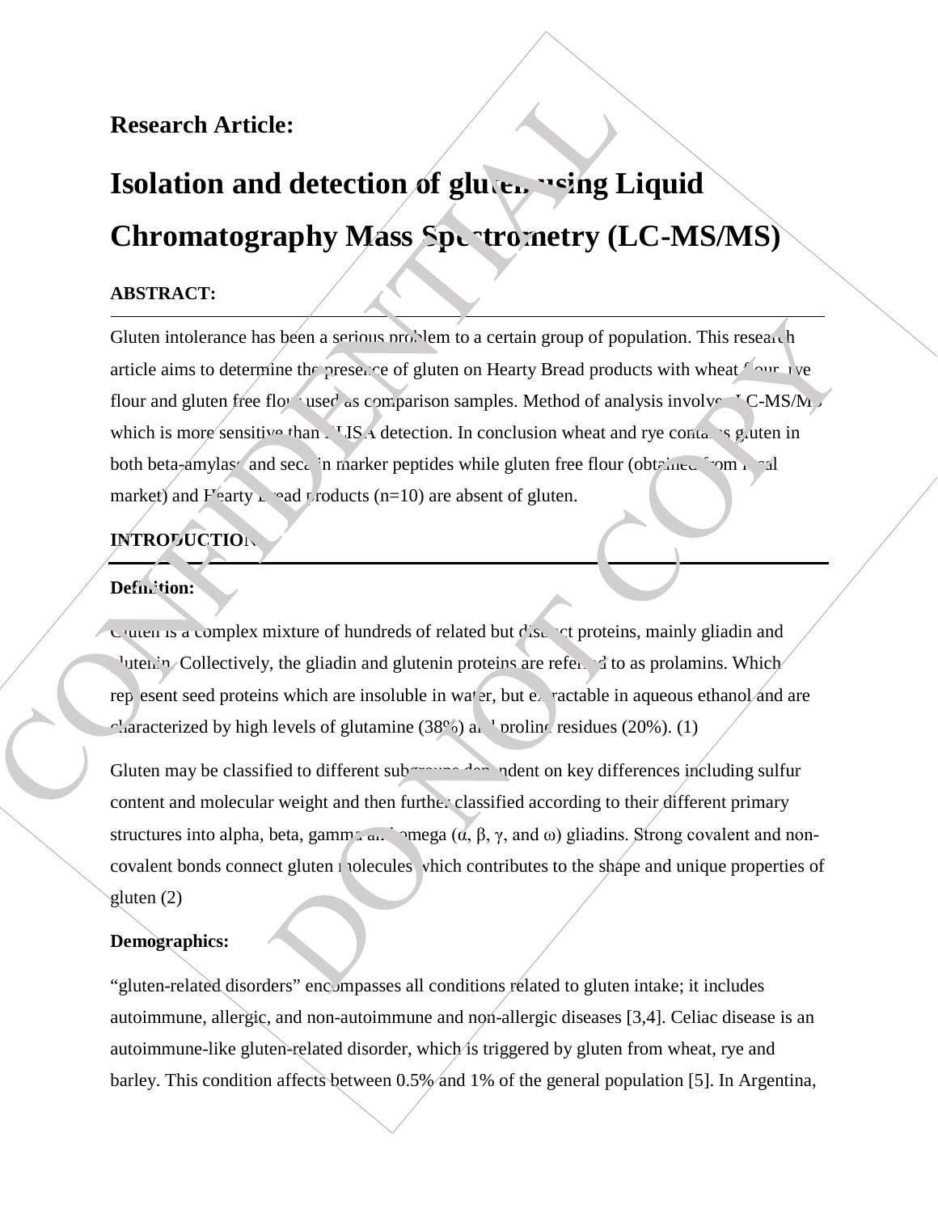**Research Article:**

# Isolation and detection of gluten using Liquid Chromatography Mass Spectrometry (LC-MS/MS)

**ABSTRACT:**

Gluten intolerance has been a serious problem to a certain group of population. This research article aims to determine the presence of gluten on Hearty Bread products with wheat flour, rye flour and gluten free flour used as comparison samples. Method of analysis involves LC-MS/MS which is more sensitive than ELISA detection. In conclusion wheat and rye contains gluten in both beta-amylase and secalin marker peptides while gluten free flour (obtained from local market) and Hearty Bread products (n=10) are absent of gluten.

## INTRODUCTION

**Definition:**

Gluten is a complex mixture of hundreds of related but distinct proteins, mainly gliadin and glutenin. Collectively, the gliadin and glutenin proteins are referred to as prolamins. Which represent seed proteins which are insoluble in water, but extractable in aqueous ethanol and are characterized by high levels of glutamine (38%) and proline residues (20%). (1)

Gluten may be classified to different subgroups dependent on key differences including sulfur content and molecular weight and then further classified according to their different primary structures into alpha, beta, gamma and omega (α, β, γ, and ω) gliadins. Strong covalent and non-covalent bonds connect gluten molecules which contributes to the shape and unique properties of gluten (2)

**Demographics:**

“gluten-related disorders” encompasses all conditions related to gluten intake; it includes autoimmune, allergic, and non-autoimmune and non-allergic diseases [3,4]. Celiac disease is an autoimmune-like gluten-related disorder, which is triggered by gluten from wheat, rye and barley. This condition affects between 0.5% and 1% of the general population [5]. In Argentina,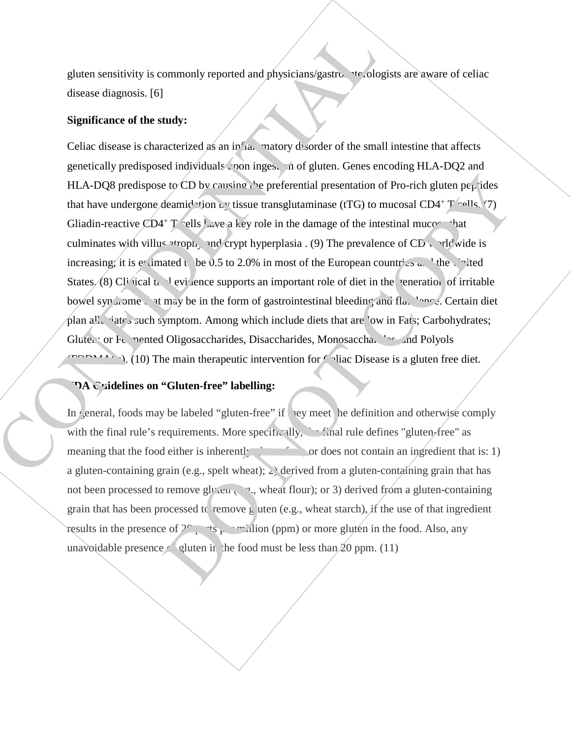gluten sensitivity is commonly reported and physicians/gastroenterologists are aware of celiac disease diagnosis. [6]

**Significance of the study:**

Celiac disease is characterized as an inflammatory disorder of the small intestine that affects genetically predisposed individuals upon ingestion of gluten. Genes encoding HLA-DQ2 and HLA-DQ8 predispose to CD by causing the preferential presentation of Pro-rich gluten peptides that have undergone deamidation by tissue transglutaminase (tTG) to mucosal $CD4^{+}$ T cells. (7) Gliadin-reactive $CD4^{+}$ T cells have a key role in the damage of the intestinal mucosa that culminates with villus atrophy and crypt hyperplasia . (9) The prevalence of CD worldwide is increasing; it is estimated to be 0.5 to 2.0% in most of the European countries and the United States. (8) Clinical trial evidence supports an important role of diet in the generation of irritable bowel syndrome that may be in the form of gastrointestinal bleeding and flatulence. Certain diet plan alleviates such symptom. Among which include diets that are low in Fats; Carbohydrates; Gluten or Fermented Oligosaccharides, Disaccharides, Monosaccharides, and Polyols (FODMAPs). (10) The main therapeutic intervention for Celiac Disease is a gluten free diet.

**FDA Guidelines on “Gluten-free” labelling:**

In general, foods may be labeled “gluten-free” if they meet the definition and otherwise comply with the final rule’s requirements. More specifically, the final rule defines "gluten-free" as meaning that the food either is inherently gluten free; or does not contain an ingredient that is: 1) a gluten-containing grain (e.g., spelt wheat); 2) derived from a gluten-containing grain that has not been processed to remove gluten (e.g., wheat flour); or 3) derived from a gluten-containing grain that has been processed to remove gluten (e.g., wheat starch), if the use of that ingredient results in the presence of 20 parts per million (ppm) or more gluten in the food. Also, any unavoidable presence of gluten in the food must be less than 20 ppm. (11)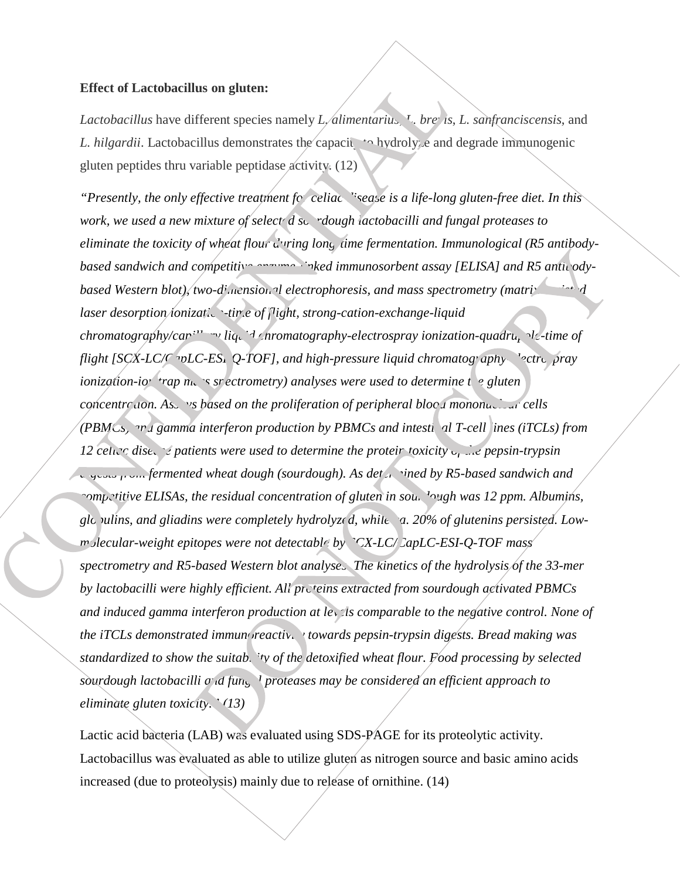**Effect of Lactobacillus on gluten:**

*Lactobacillus* have different species namely *L. alimentarius*, *L. brevis*, *L. sanfranciscensis*, and *L. hilgardii*. Lactobacillus demonstrates the capacity to hydrolyze and degrade immunogenic gluten peptides thru variable peptidase activity. (12)

*"Presently, the only effective treatment for celiac disease is a life-long gluten-free diet. In this work, we used a new mixture of selected sourdough lactobacilli and fungal proteases to eliminate the toxicity of wheat flour during long time fermentation. Immunological (R5 antibody-based sandwich and competitive enzyme-linked immunosorbent assay [ELISA] and R5 antibody-based Western blot), two-dimensional electrophoresis, and mass spectrometry (matrix-assisted laser desorption ionization-time of flight, strong-cation-exchange-liquid chromatography/capillary liquid chromatography-electrospray ionization-quadrupole-time of flight [SCX-LC/CapLC-ESI-Q-TOF], and high-pressure liquid chromatography-electrospray ionization-ion trap mass spectrometry) analyses were used to determine the gluten concentration. Assays based on the proliferation of peripheral blood mononuclear cells (PBMCs) and gamma interferon production by PBMCs and intestinal T-cell lines (iTCLs) from 12 celiac disease patients were used to determine the protein toxicity of the pepsin-trypsin digests from fermented wheat dough (sourdough). As determined by R5-based sandwich and competitive ELISAs, the residual concentration of gluten in sourdough was 12 ppm. Albumins, globulins, and gliadins were completely hydrolyzed, while ca. 20% of glutenins persisted. Low-molecular-weight epitopes were not detectable by SCX-LC/CapLC-ESI-Q-TOF mass spectrometry and R5-based Western blot analyses. The kinetics of the hydrolysis of the 33-mer by lactobacilli were highly efficient. All proteins extracted from sourdough activated PBMCs and induced gamma interferon production at levels comparable to the negative control. None of the iTCLs demonstrated immunoreactivity towards pepsin-trypsin digests. Bread making was standardized to show the suitability of the detoxified wheat flour. Food processing by selected sourdough lactobacilli and fungal proteases may be considered an efficient approach to eliminate gluten toxicity."* (13)

Lactic acid bacteria (LAB) was evaluated using SDS-PAGE for its proteolytic activity. Lactobacillus was evaluated as able to utilize gluten as nitrogen source and basic amino acids increased (due to proteolysis) mainly due to release of ornithine. (14)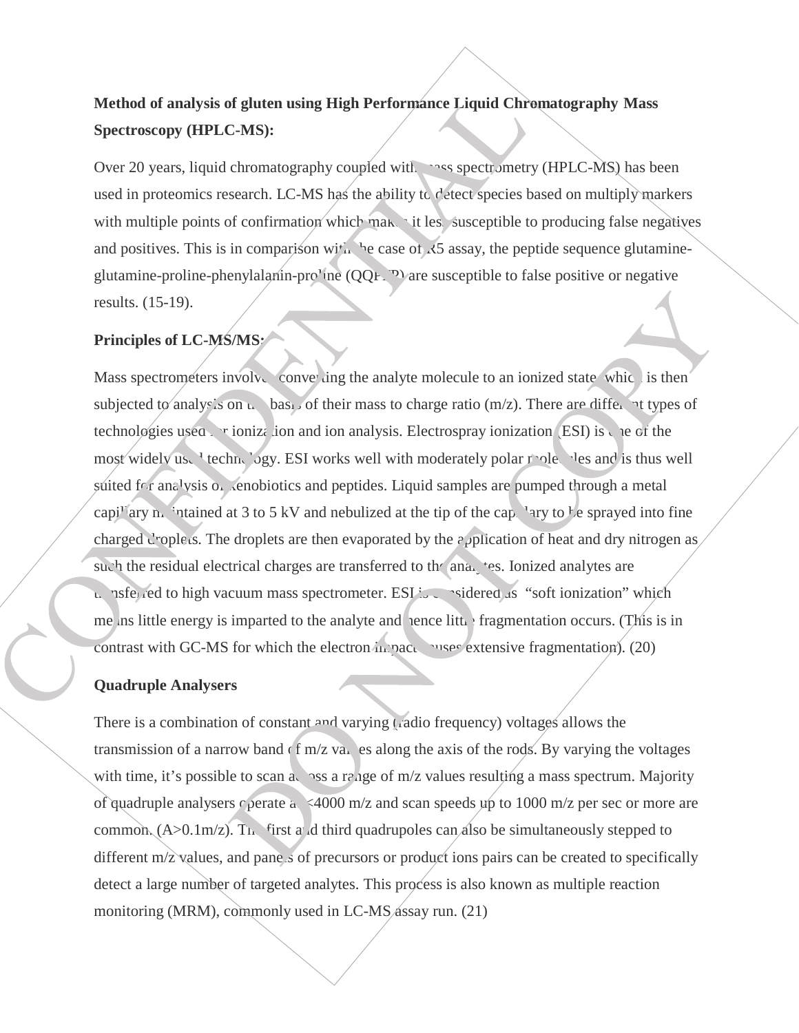**Method of analysis of gluten using High Performance Liquid Chromatography Mass Spectroscopy (HPLC-MS):**

Over 20 years, liquid chromatography coupled with mass spectrometry (HPLC-MS) has been used in proteomics research. LC-MS has the ability to detect species based on multiply markers with multiple points of confirmation which makes it less susceptible to producing false negatives and positives. This is in comparison with the case of R5 assay, the peptide sequence glutamine-glutamine-proline-phenylalanin-proline (QQPFP) are susceptible to false positive or negative results. (15-19).

**Principles of LC-MS/MS:**

Mass spectrometers involve converting the analyte molecule to an ionized state which is then subjected to analysis on the basis of their mass to charge ratio (m/z). There are different types of technologies used for ionization and ion analysis. Electrospray ionization (ESI) is one of the most widely used technology. ESI works well with moderately polar molecules and is thus well suited for analysis of xenobiotics and peptides. Liquid samples are pumped through a metal capillary maintained at 3 to 5 kV and nebulized at the tip of the capillary to be sprayed into fine charged droplets. The droplets are then evaporated by the application of heat and dry nitrogen as such the residual electrical charges are transferred to the analytes. Ionized analytes are transferred to high vacuum mass spectrometer. ESI is considered as "soft ionization" which means little energy is imparted to the analyte and hence little fragmentation occurs. (This is in contrast with GC-MS for which the electron impact causes extensive fragmentation). (20)

**Quadruple Analysers**

There is a combination of constant and varying (radio frequency) voltages allows the transmission of a narrow band of m/z values along the axis of the rods. By varying the voltages with time, it's possible to scan across a range of m/z values resulting a mass spectrum. Majority of quadruple analysers operate at <4000 m/z and scan speeds up to 1000 m/z per sec or more are common. (A>0.1m/z). The first and third quadrupoles can also be simultaneously stepped to different m/z values, and panels of precursors or product ions pairs can be created to specifically detect a large number of targeted analytes. This process is also known as multiple reaction monitoring (MRM), commonly used in LC-MS assay run. (21)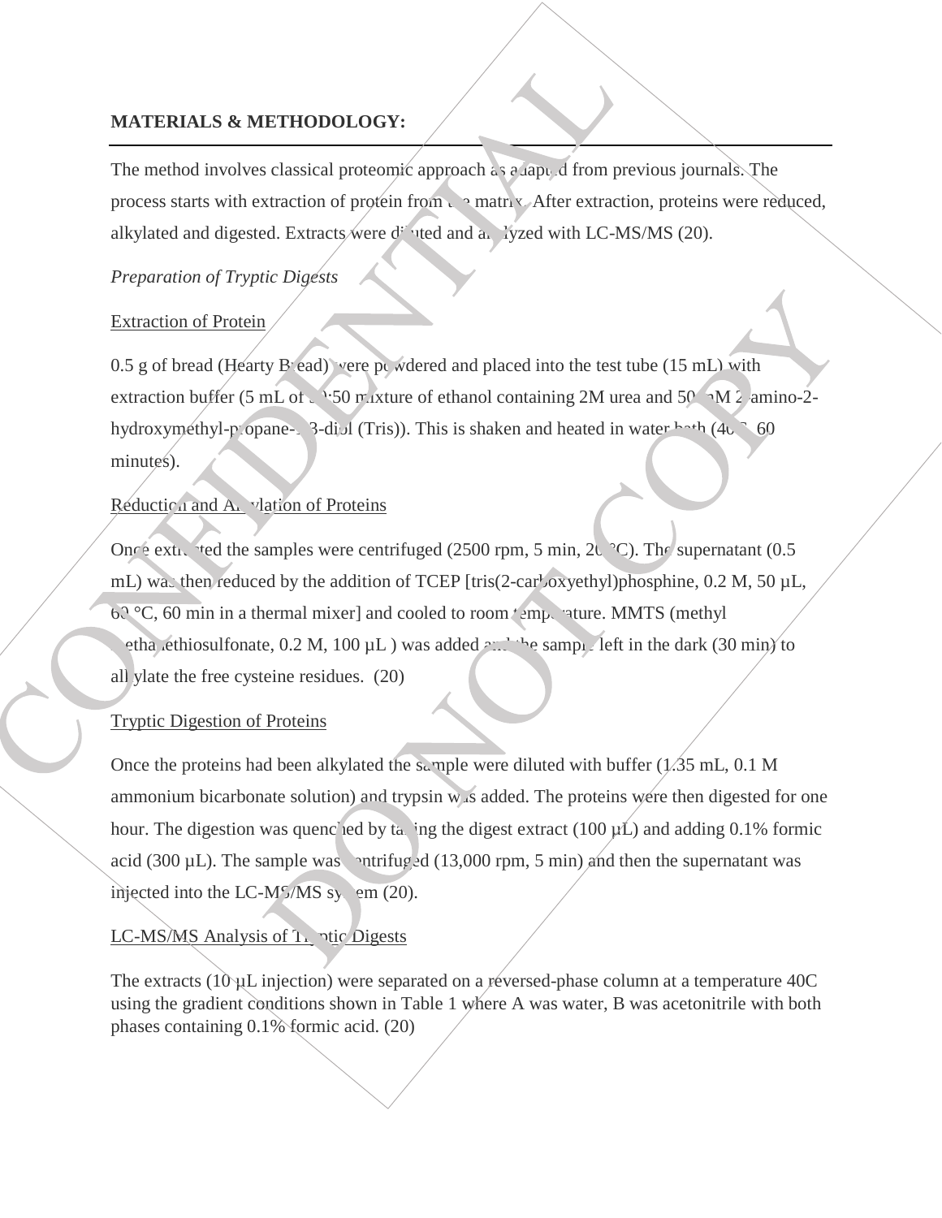## MATERIALS & METHODOLOGY:

The method involves classical proteomic approach as adapted from previous journals. The process starts with extraction of protein from the matrix. After extraction, proteins were reduced, alkylated and digested. Extracts were diluted and analyzed with LC-MS/MS (20).

*Preparation of Tryptic Digests*

Extraction of Protein

0.5 g of bread (Hearty Bread) were powdered and placed into the test tube (15 mL) with extraction buffer (5 mL of 50:50 mixture of ethanol containing 2M urea and 50 mM 2-amino-2-hydroxymethyl-propane-1,3-diol (Tris)). This is shaken and heated in water bath (40C, 60 minutes).

Reduction and Alkylation of Proteins

Once extracted the samples were centrifuged (2500 rpm, 5 min, 20 °C). The supernatant (0.5 mL) was then reduced by the addition of TCEP [tris(2-carboxyethyl)phosphine, 0.2 M, 50 µL, 60 °C, 60 min in a thermal mixer] and cooled to room temperature. MMTS (methyl methanethiosulfonate, 0.2 M, 100 µL ) was added and the sample left in the dark (30 min) to alkylate the free cysteine residues. (20)

Tryptic Digestion of Proteins

Once the proteins had been alkylated the sample were diluted with buffer (1.35 mL, 0.1 M ammonium bicarbonate solution) and trypsin was added. The proteins were then digested for one hour. The digestion was quenched by taking the digest extract (100 µL) and adding 0.1% formic acid (300 µL). The sample was centrifuged (13,000 rpm, 5 min) and then the supernatant was injected into the LC-MS/MS system (20).

LC-MS/MS Analysis of Tryptic Digests

The extracts (10 µL injection) were separated on a reversed-phase column at a temperature 40C using the gradient conditions shown in Table 1 where A was water, B was acetonitrile with both phases containing 0.1% formic acid. (20)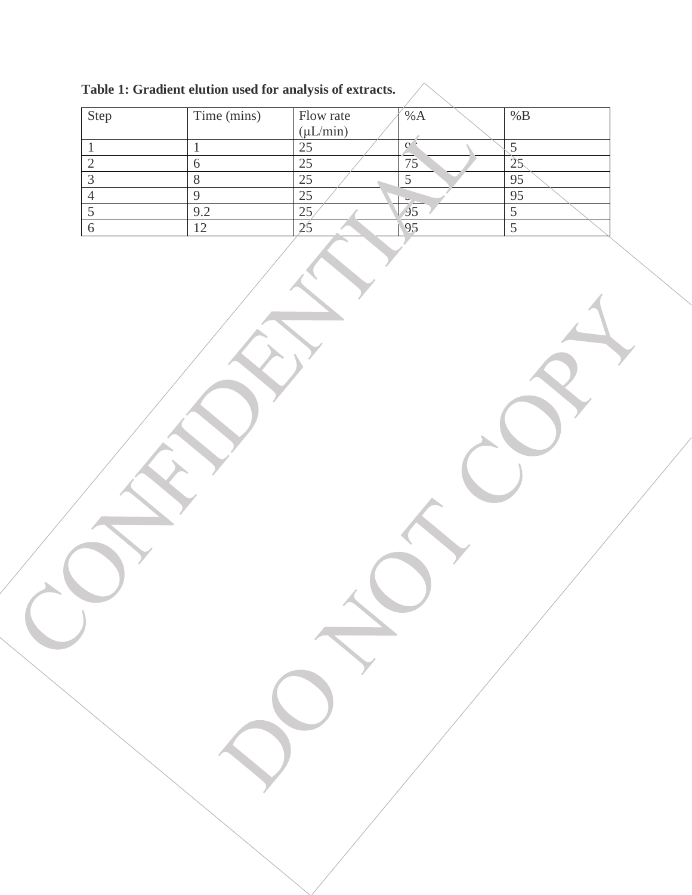**Table 1: Gradient elution used for analysis of extracts.**

| Step | Time (mins) | Flow rate (μL/min) | %A | %B |
|---|---|---|---|---|
| 1 | 1 | 25 | 95 | 5 |
| 2 | 6 | 25 | 75 | 25 |
| 3 | 8 | 25 | 5 | 95 |
| 4 | 9 | 25 | 5 | 95 |
| 5 | 9.2 | 25 | 95 | 5 |
| 6 | 12 | 25 | 95 | 5 |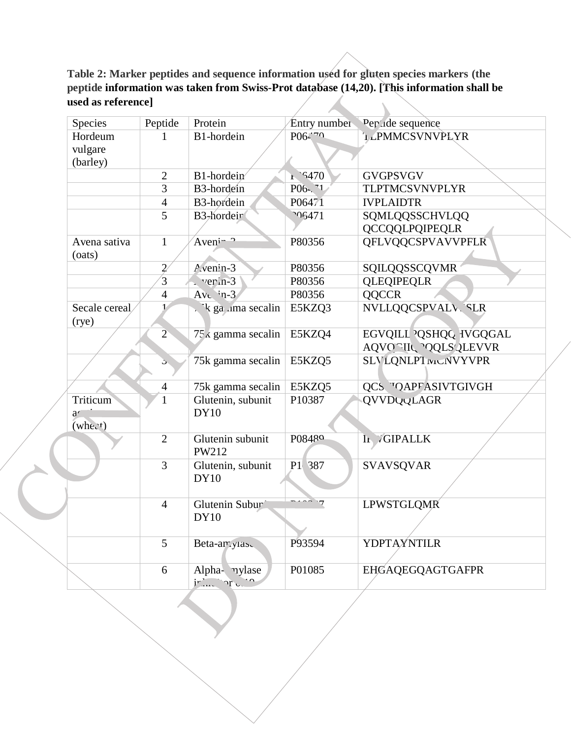**Table 2: Marker peptides and sequence information used for gluten species markers (the peptide information was taken from Swiss-Prot database (14,20). [This information shall be used as reference]**

| Species | Peptide | Protein | Entry number | Peptide sequence |
|---|---|---|---|---|
| Hordeum vulgare (barley) | 1 | B1-hordein | P06470 | TLPMMCSVNVPLYR |
| | 2 | B1-hordein | P06470 | GVGPSVGV |
| | 3 | B3-hordein | P06471 | TLPTMCSVNVPLYR |
| | 4 | B3-hordein | P06471 | IVPLAIDTR |
| | 5 | B3-hordein | P06471 | SQMLQQSSCHVLQQQCCQQLPQIPEQLR |
| Avena sativa (oats) | 1 | Avenin-3 | P80356 | QFLVQQCSPVAVVPFLR |
| | 2 | Avenin-3 | P80356 | SQILQQSSCQVMR |
| | 3 | Avenin-3 | P80356 | QLEQIPEQLR |
| | 4 | Avenin-3 | P80356 | QQCCR |
| Secale cereal (rye) | 1 | 75k gamma secalin | E5KZQ3 | NVLLQQCSPVALVSSLR |
| | 2 | 75k gamma secalin | E5KZQ4 | EGVQILLPQSHQQHVGQGALAQVQGIIQPQQLSQLEVVR |
| | 3 | 75k gamma secalin | E5KZQ5 | SLVLQNLPTMCNVYVPR |
| | 4 | 75k gamma secalin | E5KZQ5 | QCSTIQAPFASIVTGIVGH |
| Triticum aestivum (wheat) | 1 | Glutenin, subunit DY10 | P10387 | QVVDQQLAGR |
| | 2 | Glutenin subunit PW212 | P08489 | ILVGIPALLK |
| | 3 | Glutenin, subunit DY10 | P10387 | SVAVSQVAR |
| | 4 | Glutenin Subunit DY10 | P10387 | LPWSTGLQMR |
| | 5 | Beta-amylase | P93594 | YDPTAYNTILR |
| | 6 | Alpha-amylase inhibitor 0.19 | P01085 | EHGAQEGQAGTGAFPR |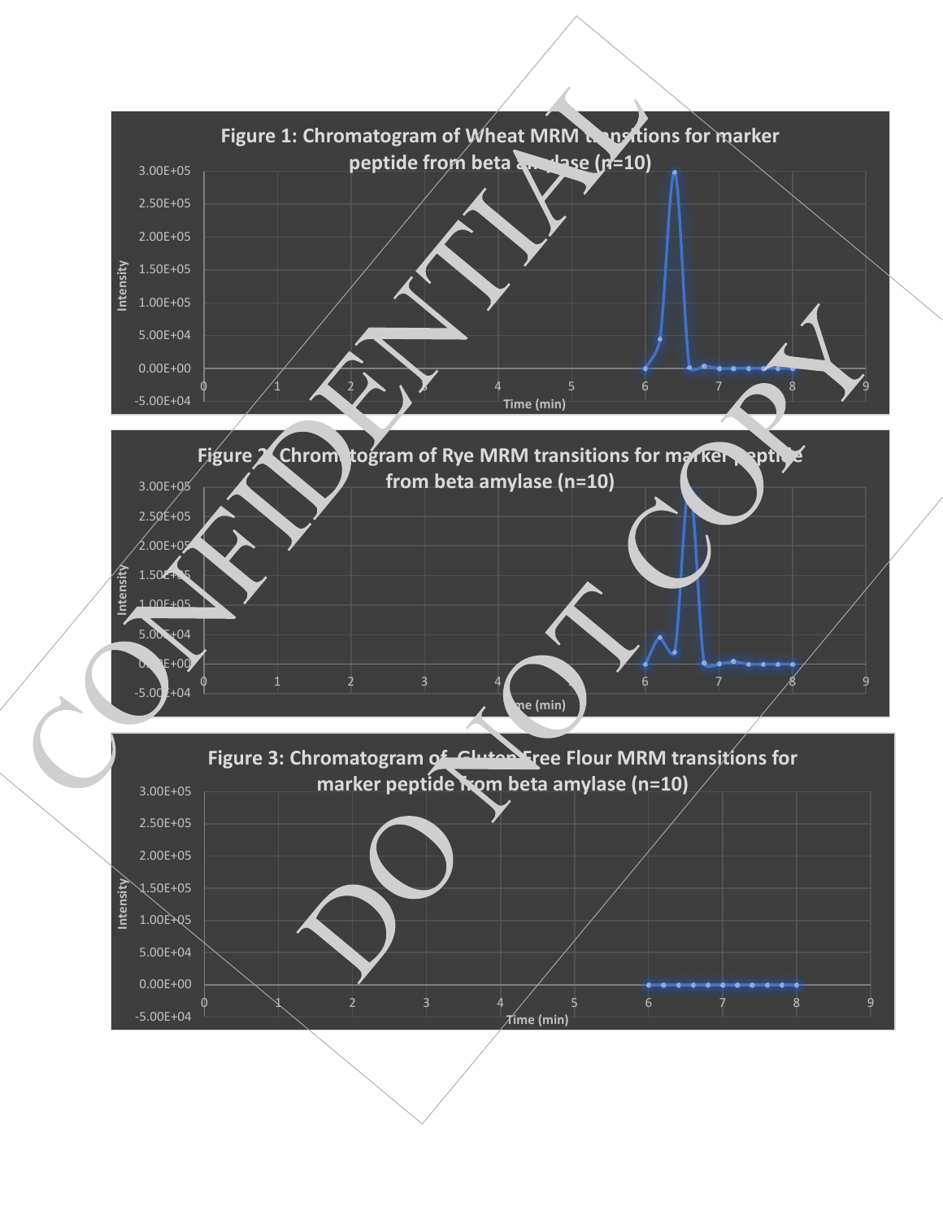Figure 1: Chromatogram of Wheat MRM transitions for marker peptide from beta amylase (n=10)

Figure 2: Chromatogram of Rye MRM transitions for marker peptide from beta amylase (n=10)

Figure 3: Chromatogram of Gluten Free Flour MRM transitions for marker peptide from beta amylase (n=10)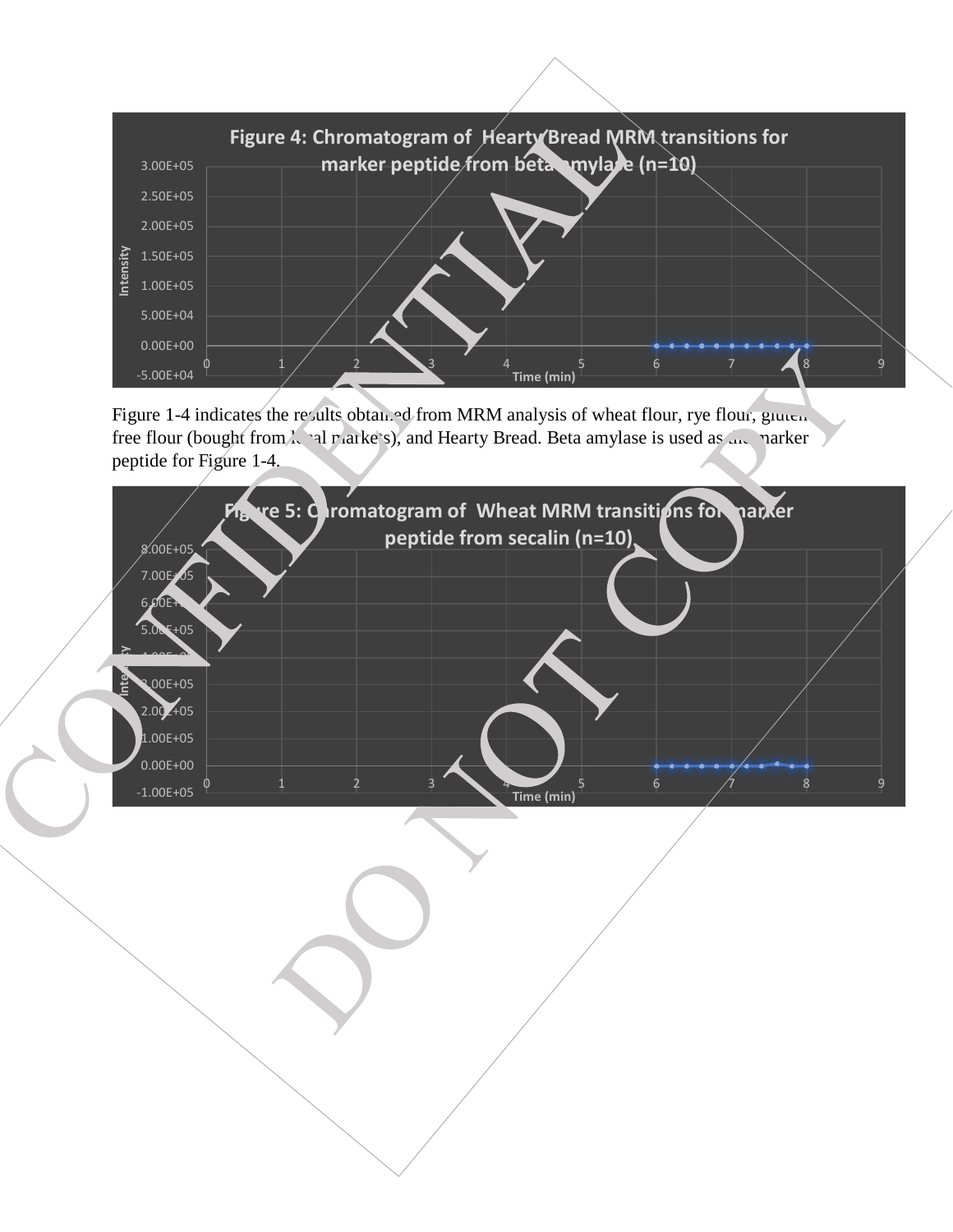Figure 4: Chromatogram of Hearty Bread MRM transitions for marker peptide from beta amylase (n=10)

Figure 1-4 indicates the results obtained from MRM analysis of wheat flour, rye flour, gluten free flour (bought from local markets), and Hearty Bread. Beta amylase is used as the marker peptide for Figure 1-4.

Figure 5: Chromatogram of Wheat MRM transitions for marker peptide from secalin (n=10)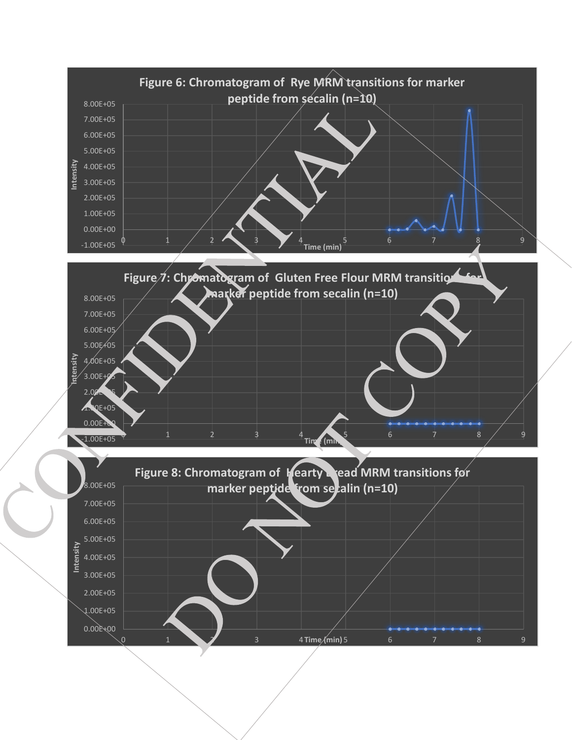**Figure 6: Chromatogram of Rye MRM transitions for marker peptide from secalin (n=10)**

**Figure 7: Chromatogram of Gluten Free Flour MRM transitions for marker peptide from secalin (n=10)**

**Figure 8: Chromatogram of Hearty Bread MRM transitions for marker peptide from secalin (n=10)**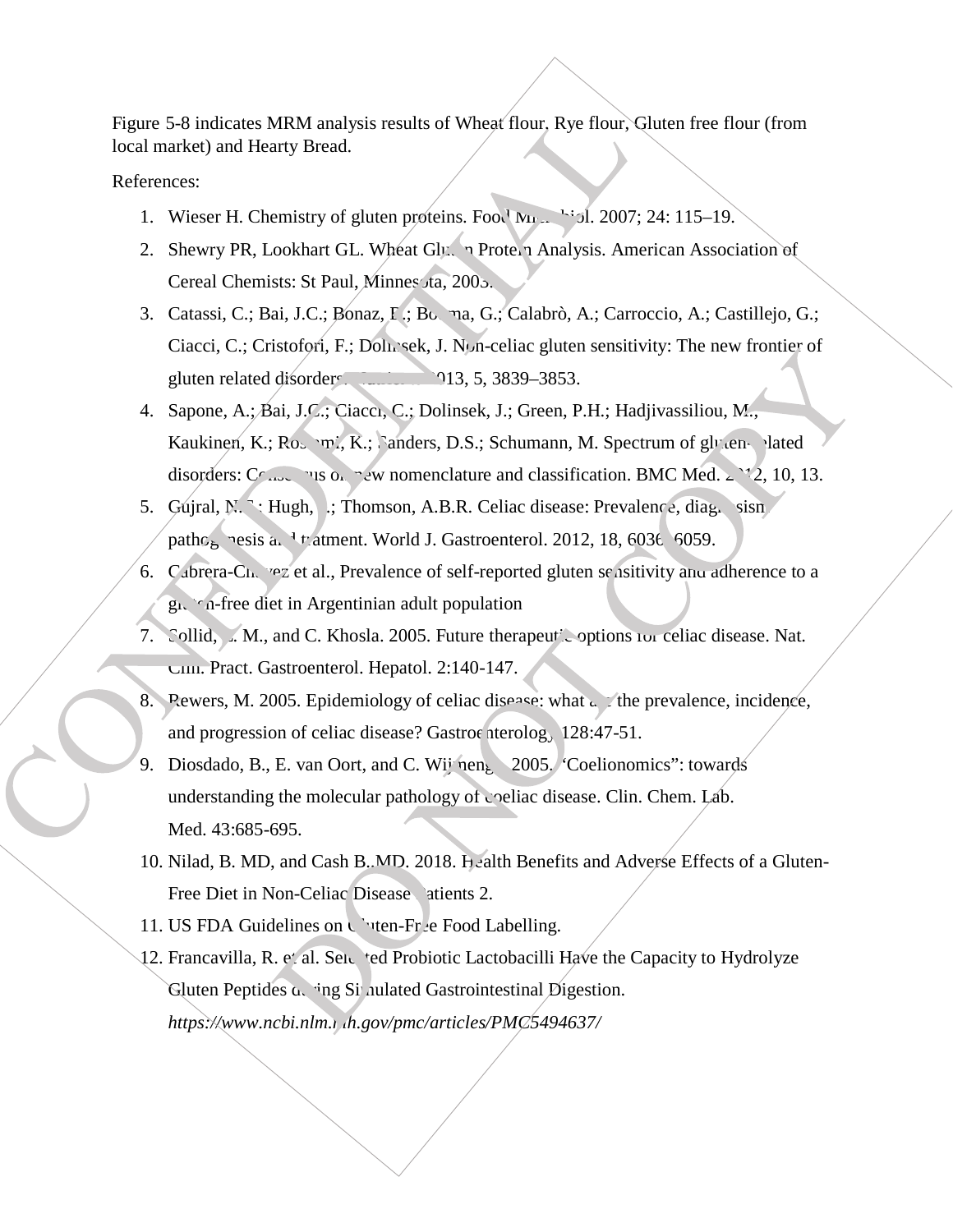Figure 5-8 indicates MRM analysis results of Wheat flour, Rye flour, Gluten free flour (from local market) and Hearty Bread.

References:

1. Wieser H. Chemistry of gluten proteins. Food Microbiol. 2007; 24: 115–19.
2. Shewry PR, Lookhart GL. Wheat Gluten Protein Analysis. American Association of Cereal Chemists: St Paul, Minnesota, 2003.
3. Catassi, C.; Bai, J.C.; Bonaz, B.; Bouma, G.; Calabrò, A.; Carroccio, A.; Castillejo, G.; Ciacci, C.; Cristofori, F.; Dolinsek, J. Non-celiac gluten sensitivity: The new frontier of gluten related disorders. Nutrients 2013, 5, 3839–3853.
4. Sapone, A.; Bai, J.C.; Ciacci, C.; Dolinsek, J.; Green, P.H.; Hadjivassiliou, M.; Kaukinen, K.; Rostami, K.; Sanders, D.S.; Schumann, M. Spectrum of gluten-related disorders: Consensus on new nomenclature and classification. BMC Med. 2012, 10, 13.
5. Gujral, N.; Hugh, J.; Thomson, A.B.R. Celiac disease: Prevalence, diagnosis, pathogenesis and treatment. World J. Gastroenterol. 2012, 18, 6036–6059.
6. Cabrera-Chávez et al., Prevalence of self-reported gluten sensitivity and adherence to a gluten-free diet in Argentinian adult population
7. Sollid, L. M., and C. Khosla. 2005. Future therapeutic options for celiac disease. Nat. Clin. Pract. Gastroenterol. Hepatol. 2:140-147.
8. Rewers, M. 2005. Epidemiology of celiac disease: what are the prevalence, incidence, and progression of celiac disease? Gastroenterology 128:47-51.
9. Diosdado, B., E. van Oort, and C. Wijmenga. 2005. "Coelionomics": towards understanding the molecular pathology of coeliac disease. Clin. Chem. Lab. Med. 43:685-695.
10. Nilad, B. MD, and Cash B.,MD. 2018. Health Benefits and Adverse Effects of a Gluten-Free Diet in Non-Celiac Disease Patients 2.
11. US FDA Guidelines on Gluten-Free Food Labelling.
12. Francavilla, R. et al. Selected Probiotic Lactobacilli Have the Capacity to Hydrolyze Gluten Peptides during Simulated Gastrointestinal Digestion. *https://www.ncbi.nlm.nih.gov/pmc/articles/PMC5494637/*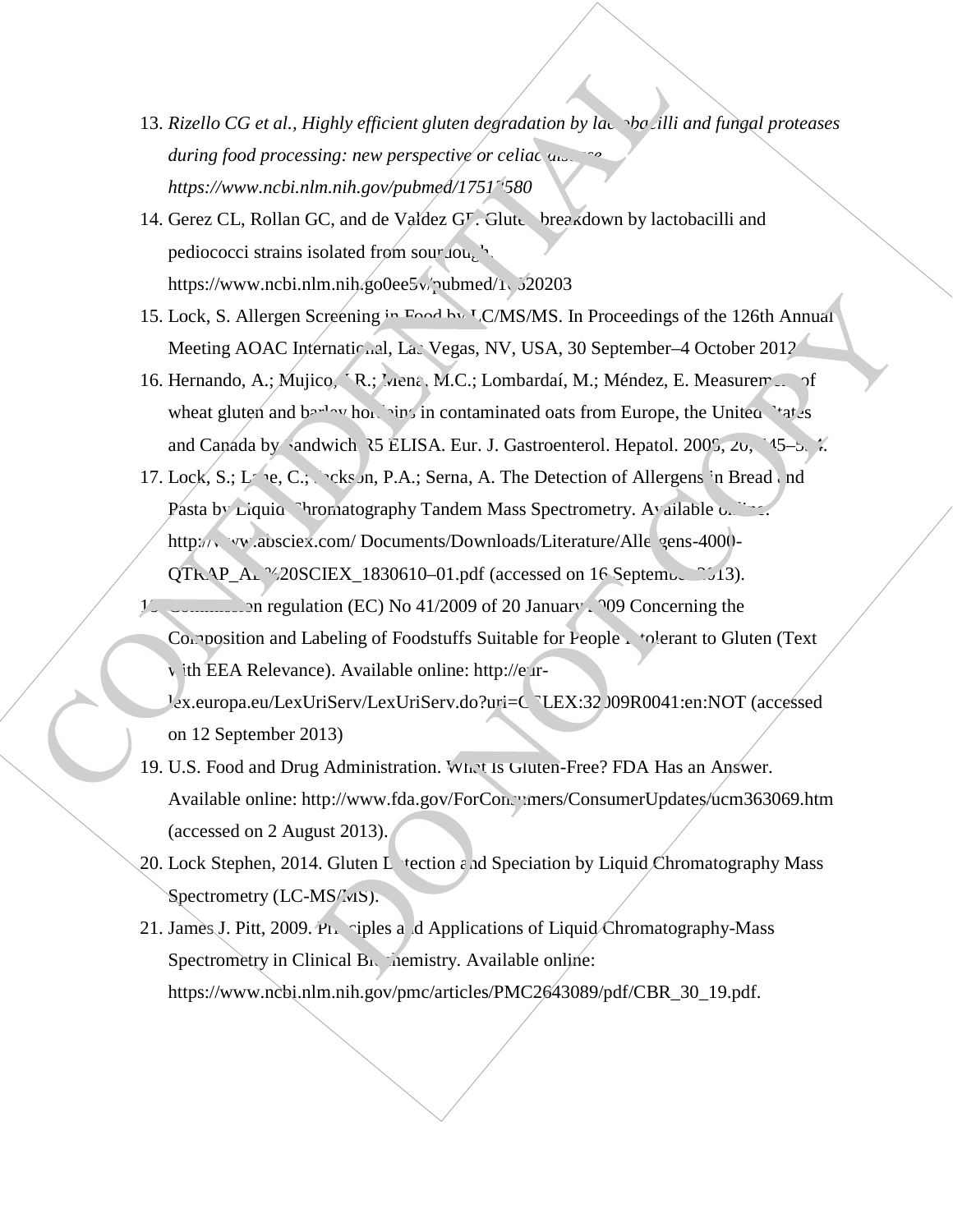13. *Rizello CG et al., Highly efficient gluten degradation by lactobacilli and fungal proteases during food processing: new perspective or celiac disease https://www.ncbi.nlm.nih.gov/pubmed/17517580*
14. Gerez CL, Rollan GC, and de Valdez GF. Gluten breakdown by lactobacilli and pediococci strains isolated from sourdough. https://www.ncbi.nlm.nih.go0ee5v/pubmed/16520203
15. Lock, S. Allergen Screening in Food by LC/MS/MS. In Proceedings of the 126th Annual Meeting AOAC International, Las Vegas, NV, USA, 30 September–4 October 2012.
16. Hernando, A.; Mujico, J.R.; Mena, M.C.; Lombardaí, M.; Méndez, E. Measurement of wheat gluten and barley hordeins in contaminated oats from Europe, the United States and Canada by Sandwich R5 ELISA. Eur. J. Gastroenterol. Hepatol. 2008, 20, 545–554.
17. Lock, S.; Lane, C.; Jackson, P.A.; Serna, A. The Detection of Allergens in Bread and Pasta by Liquid Chromatography Tandem Mass Spectrometry. Available online: http://www.absciex.com/ Documents/Downloads/Literature/Allergens-4000-QTRAP_AB%20SCIEX_1830610–01.pdf (accessed on 16 September 2013).
18. Commission regulation (EC) No 41/2009 of 20 January 2009 Concerning the Composition and Labeling of Foodstuffs Suitable for People Intolerant to Gluten (Text with EEA Relevance). Available online: http://eur-lex.europa.eu/LexUriServ/LexUriServ.do?uri=CELEX:32009R0041:en:NOT (accessed on 12 September 2013)
19. U.S. Food and Drug Administration. What is Gluten-Free? FDA Has an Answer. Available online: http://www.fda.gov/ForConsumers/ConsumerUpdates/ucm363069.htm (accessed on 2 August 2013).
20. Lock Stephen, 2014. Gluten Detection and Speciation by Liquid Chromatography Mass Spectrometry (LC-MS/MS).
21. James J. Pitt, 2009. Principles and Applications of Liquid Chromatography-Mass Spectrometry in Clinical Biochemistry. Available online: https://www.ncbi.nlm.nih.gov/pmc/articles/PMC2643089/pdf/CBR_30_19.pdf.